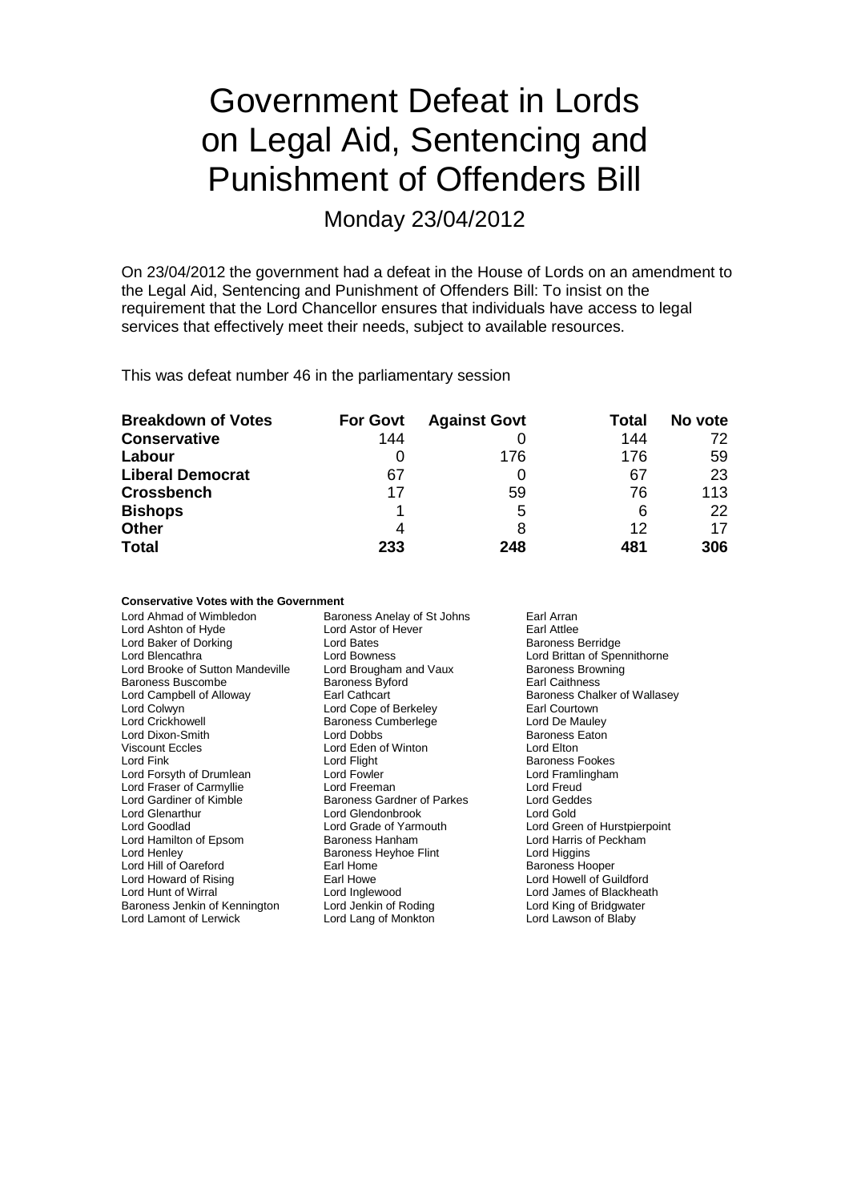# Government Defeat in Lords on Legal Aid, Sentencing and Punishment of Offenders Bill

Monday 23/04/2012

On 23/04/2012 the government had a defeat in the House of Lords on an amendment to the Legal Aid, Sentencing and Punishment of Offenders Bill: To insist on the requirement that the Lord Chancellor ensures that individuals have access to legal services that effectively meet their needs, subject to available resources.

This was defeat number 46 in the parliamentary session

| Breakdown of Votes | For Govt | Against Govt | Total | No vote |
|---|---|---|---|---|
| **Conservative** | 144 | 0 | 144 | 72 |
| **Labour** | 0 | 176 | 176 | 59 |
| **Liberal Democrat** | 67 | 0 | 67 | 23 |
| **Crossbench** | 17 | 59 | 76 | 113 |
| **Bishops** | 1 | 5 | 6 | 22 |
| **Other** | 4 | 8 | 12 | 17 |
| **Total** | **233** | **248** | **481** | **306** |

**Conservative Votes with the Government**

Lord Ahmad of Wimbledon
Baroness Anelay of St Johns
Earl Arran
Lord Ashton of Hyde
Lord Astor of Hever
Earl Attlee
Lord Baker of Dorking
Lord Bates
Baroness Berridge
Lord Blencathra
Lord Bowness
Lord Brittan of Spennithorne
Lord Brooke of Sutton Mandeville
Lord Brougham and Vaux
Baroness Browning
Baroness Buscombe
Baroness Byford
Earl Caithness
Lord Campbell of Alloway
Earl Cathcart
Baroness Chalker of Wallasey
Lord Colwyn
Lord Cope of Berkeley
Earl Courtown
Lord Crickhowell
Baroness Cumberlege
Lord De Mauley
Lord Dixon-Smith
Lord Dobbs
Baroness Eaton
Viscount Eccles
Lord Eden of Winton
Lord Elton
Lord Fink
Lord Flight
Baroness Fookes
Lord Forsyth of Drumlean
Lord Fowler
Lord Framlingham
Lord Fraser of Carmyllie
Lord Freeman
Lord Freud
Lord Gardiner of Kimble
Baroness Gardner of Parkes
Lord Geddes
Lord Glenarthur
Lord Glendonbrook
Lord Gold
Lord Goodlad
Lord Grade of Yarmouth
Lord Green of Hurstpierpoint
Lord Hamilton of Epsom
Baroness Hanham
Lord Harris of Peckham
Lord Henley
Baroness Heyhoe Flint
Lord Higgins
Lord Hill of Oareford
Earl Home
Baroness Hooper
Lord Howard of Rising
Earl Howe
Lord Howell of Guildford
Lord Hunt of Wirral
Lord Inglewood
Lord James of Blackheath
Baroness Jenkin of Kennington
Lord Jenkin of Roding
Lord King of Bridgwater
Lord Lamont of Lerwick
Lord Lang of Monkton
Lord Lawson of Blaby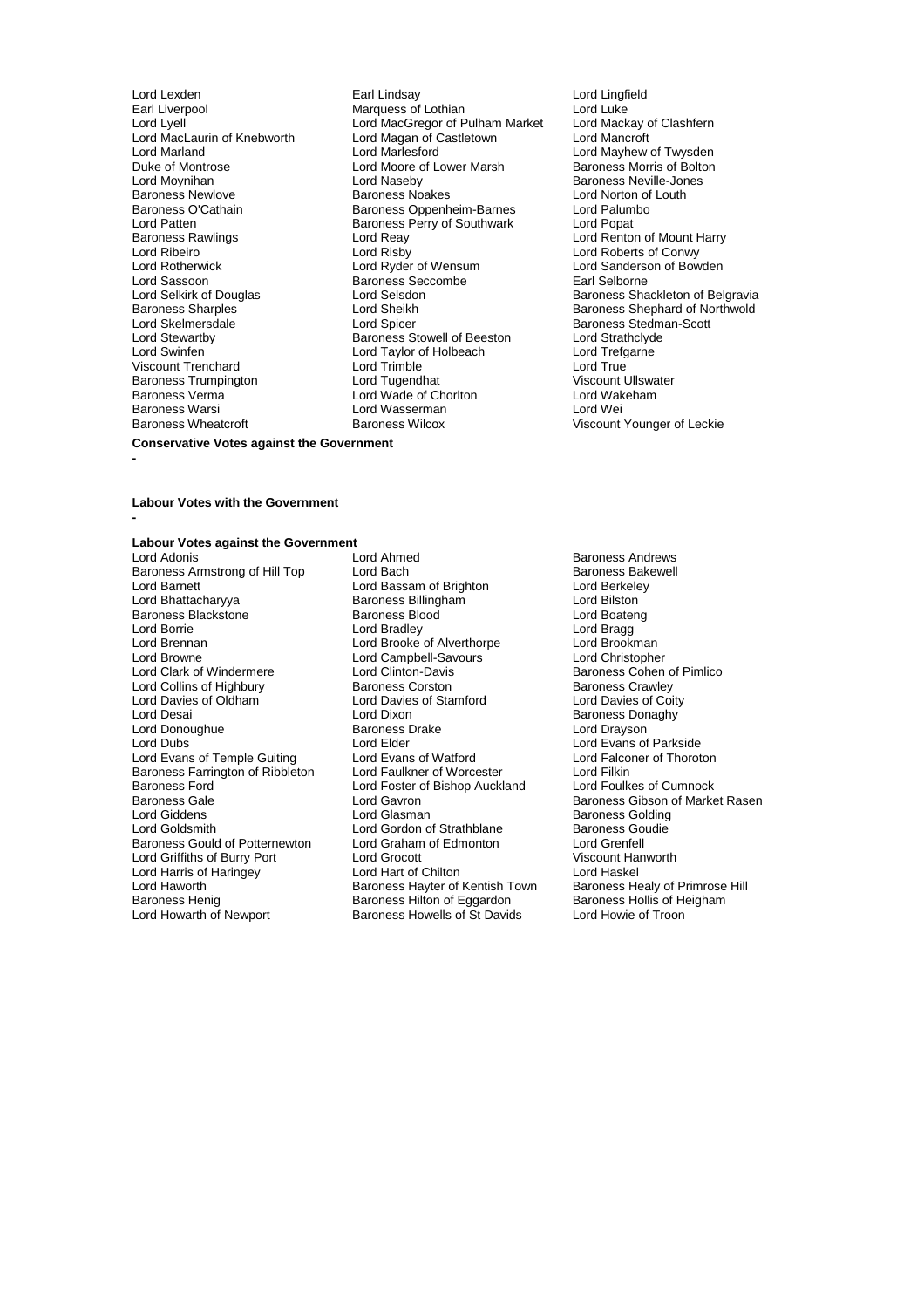Lord Lexden
Earl Lindsay
Lord Lingfield
Earl Liverpool
Marquess of Lothian
Lord Luke
Lord Lyell
Lord MacGregor of Pulham Market
Lord Mackay of Clashfern
Lord MacLaurin of Knebworth
Lord Magan of Castletown
Lord Mancroft
Lord Marland
Lord Marlesford
Lord Mayhew of Twysden
Duke of Montrose
Lord Moore of Lower Marsh
Baroness Morris of Bolton
Lord Moynihan
Lord Naseby
Baroness Neville-Jones
Baroness Newlove
Baroness Noakes
Lord Norton of Louth
Baroness O'Cathain
Baroness Oppenheim-Barnes
Lord Palumbo
Lord Patten
Baroness Perry of Southwark
Lord Popat
Baroness Rawlings
Lord Reay
Lord Renton of Mount Harry
Lord Ribeiro
Lord Risby
Lord Roberts of Conwy
Lord Rotherwick
Lord Ryder of Wensum
Lord Sanderson of Bowden
Lord Sassoon
Baroness Seccombe
Earl Selborne
Lord Selkirk of Douglas
Lord Selsdon
Baroness Shackleton of Belgravia
Baroness Sharples
Lord Sheikh
Baroness Shephard of Northwold
Lord Skelmersdale
Lord Spicer
Baroness Stedman-Scott
Lord Stewartby
Baroness Stowell of Beeston
Lord Strathclyde
Lord Swinfen
Lord Taylor of Holbeach
Lord Trefgarne
Viscount Trenchard
Lord Trimble
Lord True
Baroness Trumpington
Lord Tugendhat
Viscount Ullswater
Baroness Verma
Lord Wade of Chorlton
Lord Wakeham
Baroness Warsi
Lord Wasserman
Lord Wei
Baroness Wheatcroft
Baroness Wilcox
Viscount Younger of Leckie

**Conservative Votes against the Government**

-

**Labour Votes with the Government**

-

**Labour Votes against the Government**

Lord Adonis
Lord Ahmed
Baroness Andrews
Baroness Armstrong of Hill Top
Lord Bach
Baroness Bakewell
Lord Barnett
Lord Bassam of Brighton
Lord Berkeley
Lord Bhattacharyya
Baroness Billingham
Lord Bilston
Baroness Blackstone
Baroness Blood
Lord Boateng
Lord Borrie
Lord Bradley
Lord Bragg
Lord Brennan
Lord Brooke of Alverthorpe
Lord Brookman
Lord Browne
Lord Campbell-Savours
Lord Christopher
Lord Clark of Windermere
Lord Clinton-Davis
Baroness Cohen of Pimlico
Lord Collins of Highbury
Baroness Corston
Baroness Crawley
Lord Davies of Oldham
Lord Davies of Stamford
Lord Davies of Coity
Lord Desai
Lord Dixon
Baroness Donaghy
Lord Donoughue
Baroness Drake
Lord Drayson
Lord Dubs
Lord Elder
Lord Evans of Parkside
Lord Evans of Temple Guiting
Lord Evans of Watford
Lord Falconer of Thoroton
Baroness Farrington of Ribbleton
Lord Faulkner of Worcester
Lord Filkin
Baroness Ford
Lord Foster of Bishop Auckland
Lord Foulkes of Cumnock
Baroness Gale
Lord Gavron
Baroness Gibson of Market Rasen
Lord Giddens
Lord Glasman
Baroness Golding
Lord Goldsmith
Lord Gordon of Strathblane
Baroness Goudie
Baroness Gould of Potternewton
Lord Graham of Edmonton
Lord Grenfell
Lord Griffiths of Burry Port
Lord Grocott
Viscount Hanworth
Lord Harris of Haringey
Lord Hart of Chilton
Lord Haskel
Lord Haworth
Baroness Hayter of Kentish Town
Baroness Healy of Primrose Hill
Baroness Henig
Baroness Hilton of Eggardon
Baroness Hollis of Heigham
Lord Howarth of Newport
Baroness Howells of St Davids
Lord Howie of Troon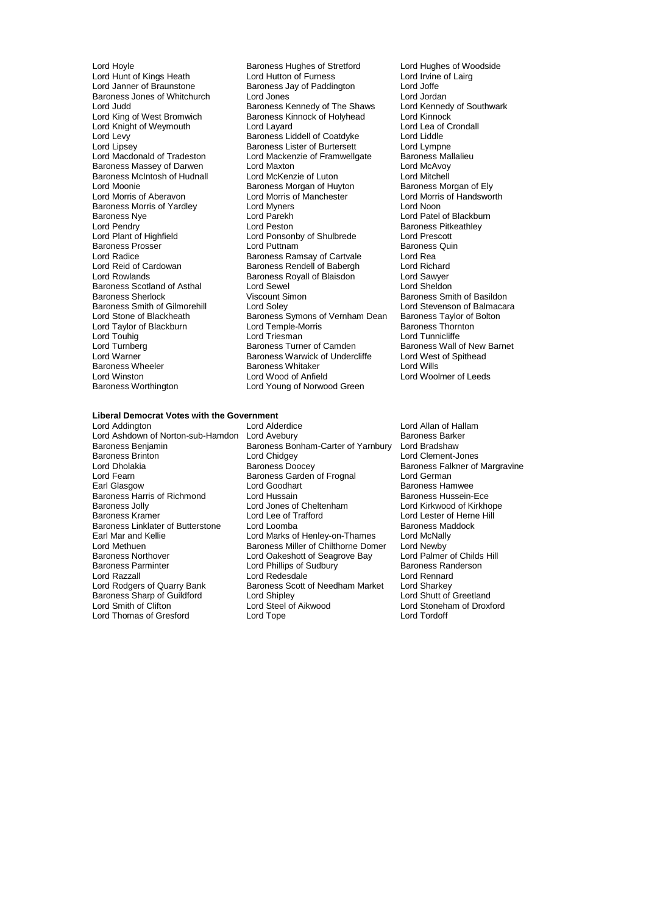Lord Hoyle
Baroness Hughes of Stretford
Lord Hughes of Woodside
Lord Hunt of Kings Heath
Lord Hutton of Furness
Lord Irvine of Lairg
Lord Janner of Braunstone
Baroness Jay of Paddington
Lord Joffe
Baroness Jones of Whitchurch
Lord Jones
Lord Jordan
Lord Judd
Baroness Kennedy of The Shaws
Lord Kennedy of Southwark
Lord King of West Bromwich
Baroness Kinnock of Holyhead
Lord Kinnock
Lord Knight of Weymouth
Lord Layard
Lord Lea of Crondall
Lord Levy
Baroness Liddell of Coatdyke
Lord Liddle
Lord Lipsey
Baroness Lister of Burtersett
Lord Lympne
Lord Macdonald of Tradeston
Lord Mackenzie of Framwellgate
Baroness Mallalieu
Baroness Massey of Darwen
Lord Maxton
Lord McAvoy
Baroness McIntosh of Hudnall
Lord McKenzie of Luton
Lord Mitchell
Lord Moonie
Baroness Morgan of Huyton
Baroness Morgan of Ely
Lord Morris of Aberavon
Lord Morris of Manchester
Lord Morris of Handsworth
Baroness Morris of Yardley
Lord Myners
Lord Noon
Baroness Nye
Lord Parekh
Lord Patel of Blackburn
Lord Pendry
Lord Peston
Baroness Pitkeathley
Lord Plant of Highfield
Lord Ponsonby of Shulbrede
Lord Prescott
Baroness Prosser
Lord Puttnam
Baroness Quin
Lord Radice
Baroness Ramsay of Cartvale
Lord Rea
Lord Reid of Cardowan
Baroness Rendell of Babergh
Lord Richard
Lord Rowlands
Baroness Royall of Blaisdon
Lord Sawyer
Baroness Scotland of Asthal
Lord Sewel
Lord Sheldon
Baroness Sherlock
Viscount Simon
Baroness Smith of Basildon
Baroness Smith of Gilmorehill
Lord Soley
Lord Stevenson of Balmacara
Lord Stone of Blackheath
Baroness Symons of Vernham Dean
Baroness Taylor of Bolton
Lord Taylor of Blackburn
Lord Temple-Morris
Baroness Thornton
Lord Touhig
Lord Triesman
Lord Tunnicliffe
Lord Turnberg
Baroness Turner of Camden
Baroness Wall of New Barnet
Lord Warner
Baroness Warwick of Undercliffe
Lord West of Spithead
Baroness Wheeler
Baroness Whitaker
Lord Wills
Lord Winston
Lord Wood of Anfield
Lord Woolmer of Leeds
Baroness Worthington
Lord Young of Norwood Green

**Liberal Democrat Votes with the Government**

Lord Addington
Lord Alderdice
Lord Allan of Hallam
Lord Ashdown of Norton-sub-Hamdon
Lord Avebury
Baroness Barker
Baroness Benjamin
Baroness Bonham-Carter of Yarnbury
Lord Bradshaw
Baroness Brinton
Lord Chidgey
Lord Clement-Jones
Lord Dholakia
Baroness Doocey
Baroness Falkner of Margravine
Lord Fearn
Baroness Garden of Frognal
Lord German
Earl Glasgow
Lord Goodhart
Baroness Hamwee
Baroness Harris of Richmond
Lord Hussain
Baroness Hussein-Ece
Baroness Jolly
Lord Jones of Cheltenham
Lord Kirkwood of Kirkhope
Baroness Kramer
Lord Lee of Trafford
Lord Lester of Herne Hill
Baroness Linklater of Butterstone
Lord Loomba
Baroness Maddock
Earl Mar and Kellie
Lord Marks of Henley-on-Thames
Lord McNally
Lord Methuen
Baroness Miller of Chilthorne Domer
Lord Newby
Baroness Northover
Lord Oakeshott of Seagrove Bay
Lord Palmer of Childs Hill
Baroness Parminter
Lord Phillips of Sudbury
Baroness Randerson
Lord Razzall
Lord Redesdale
Lord Rennard
Lord Rodgers of Quarry Bank
Baroness Scott of Needham Market
Lord Sharkey
Baroness Sharp of Guildford
Lord Shipley
Lord Shutt of Greetland
Lord Smith of Clifton
Lord Steel of Aikwood
Lord Stoneham of Droxford
Lord Thomas of Gresford
Lord Tope
Lord Tordoff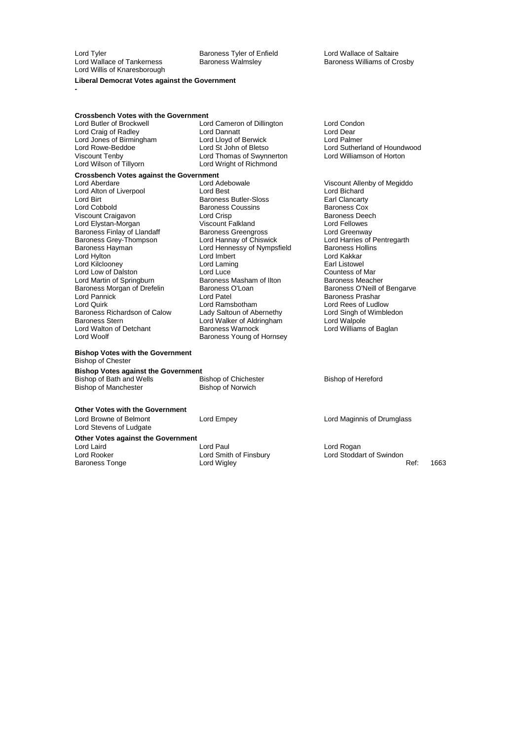Lord Tyler
Lord Wallace of Tankerness
Lord Willis of Knaresborough
Baroness Tyler of Enfield
Baroness Walmsley
Lord Wallace of Saltaire
Baroness Williams of Crosby

**Liberal Democrat Votes against the Government**

-

**Crossbench Votes with the Government**

Lord Butler of Brockwell
Lord Craig of Radley
Lord Jones of Birmingham
Lord Rowe-Beddoe
Viscount Tenby
Lord Wilson of Tillyorn
Lord Cameron of Dillington
Lord Dannatt
Lord Lloyd of Berwick
Lord St John of Bletso
Lord Thomas of Swynnerton
Lord Wright of Richmond
Lord Condon
Lord Dear
Lord Palmer
Lord Sutherland of Houndwood
Lord Williamson of Horton

**Crossbench Votes against the Government**

Lord Aberdare
Lord Alton of Liverpool
Lord Birt
Lord Cobbold
Viscount Craigavon
Lord Elystan-Morgan
Baroness Finlay of Llandaff
Baroness Grey-Thompson
Baroness Hayman
Lord Hylton
Lord Kilclooney
Lord Low of Dalston
Lord Martin of Springburn
Baroness Morgan of Drefelin
Lord Pannick
Lord Quirk
Baroness Richardson of Calow
Baroness Stern
Lord Walton of Detchant
Lord Woolf
Lord Adebowale
Lord Best
Baroness Butler-Sloss
Baroness Coussins
Lord Crisp
Viscount Falkland
Baroness Greengross
Lord Hannay of Chiswick
Lord Hennessy of Nympsfield
Lord Imbert
Lord Laming
Lord Luce
Baroness Masham of Ilton
Baroness O'Loan
Lord Patel
Lord Ramsbotham
Lady Saltoun of Abernethy
Lord Walker of Aldringham
Baroness Warnock
Baroness Young of Hornsey
Viscount Allenby of Megiddo
Lord Bichard
Earl Clancarty
Baroness Cox
Baroness Deech
Lord Fellowes
Lord Greenway
Lord Harries of Pentregarth
Baroness Hollins
Lord Kakkar
Earl Listowel
Countess of Mar
Baroness Meacher
Baroness O'Neill of Bengarve
Baroness Prashar
Lord Rees of Ludlow
Lord Singh of Wimbledon
Lord Walpole
Lord Williams of Baglan

**Bishop Votes with the Government**

Bishop of Chester

**Bishop Votes against the Government**

Bishop of Bath and Wells
Bishop of Manchester
Bishop of Chichester
Bishop of Norwich
Bishop of Hereford

**Other Votes with the Government**

Lord Browne of Belmont
Lord Stevens of Ludgate
Lord Empey
Lord Maginnis of Drumglass

**Other Votes against the Government**

Lord Laird
Lord Rooker
Baroness Tonge
Lord Paul
Lord Smith of Finsbury
Lord Wigley
Lord Rogan
Lord Stoddart of Swindon

Ref: 1663